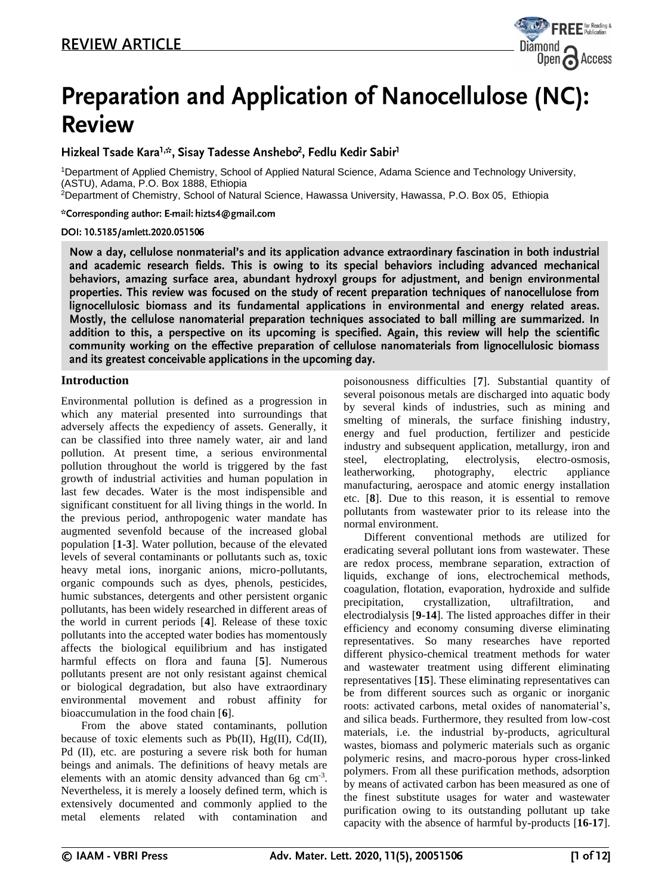REVIEW ARTICLE

# Preparation and Application of Nanocellulose (NC): Review

Hizkeal Tsade Kara[1,*], Sisay Tadesse Anshebo[2], Fedlu Kedir Sabir[1]

[1]Department of Applied Chemistry, School of Applied Natural Science, Adama Science and Technology University, (ASTU), Adama, P.O. Box 1888, Ethiopia
[2]Department of Chemistry, School of Natural Science, Hawassa University, Hawassa, P.O. Box 05, Ethiopia

*Corresponding author: E-mail: hizts4@gmail.com

DOI: 10.5185/amlett.2020.051506

**Now a day, cellulose nonmaterial's and its application advance extraordinary fascination in both industrial and academic research fields. This is owing to its special behaviors including advanced mechanical behaviors, amazing surface area, abundant hydroxyl groups for adjustment, and benign environmental properties. This review was focused on the study of recent preparation techniques of nanocellulose from lignocellulosic biomass and its fundamental applications in environmental and energy related areas. Mostly, the cellulose nanomaterial preparation techniques associated to ball milling are summarized. In addition to this, a perspective on its upcoming is specified. Again, this review will help the scientific community working on the effective preparation of cellulose nanomaterials from lignocellulosic biomass and its greatest conceivable applications in the upcoming day.**

## Introduction

Environmental pollution is defined as a progression in which any material presented into surroundings that adversely affects the expediency of assets. Generally, it can be classified into three namely water, air and land pollution. At present time, a serious environmental pollution throughout the world is triggered by the fast growth of industrial activities and human population in last few decades. Water is the most indispensible and significant constituent for all living things in the world. In the previous period, anthropogenic water mandate has augmented sevenfold because of the increased global population [**1-3**]. Water pollution, because of the elevated levels of several contaminants or pollutants such as, toxic heavy metal ions, inorganic anions, micro-pollutants, organic compounds such as dyes, phenols, pesticides, humic substances, detergents and other persistent organic pollutants, has been widely researched in different areas of the world in current periods [**4**]. Release of these toxic pollutants into the accepted water bodies has momentously affects the biological equilibrium and has instigated harmful effects on flora and fauna [**5**]. Numerous pollutants present are not only resistant against chemical or biological degradation, but also have extraordinary environmental movement and robust affinity for bioaccumulation in the food chain [**6**].

From the above stated contaminants, pollution because of toxic elements such as Pb(II), Hg(II), Cd(II), Pd (II), etc. are posturing a severe risk both for human beings and animals. The definitions of heavy metals are elements with an atomic density advanced than 6g $cm^{-3}$. Nevertheless, it is merely a loosely defined term, which is extensively documented and commonly applied to the metal elements related with contamination and poisonousness difficulties [**7**]. Substantial quantity of several poisonous metals are discharged into aquatic body by several kinds of industries, such as mining and smelting of minerals, the surface finishing industry, energy and fuel production, fertilizer and pesticide industry and subsequent application, metallurgy, iron and steel, electroplating, electrolysis, electro-osmosis, leatherworking, photography, electric appliance manufacturing, aerospace and atomic energy installation etc. [**8**]. Due to this reason, it is essential to remove pollutants from wastewater prior to its release into the normal environment.

Different conventional methods are utilized for eradicating several pollutant ions from wastewater. These are redox process, membrane separation, extraction of liquids, exchange of ions, electrochemical methods, coagulation, flotation, evaporation, hydroxide and sulfide precipitation, crystallization, ultrafiltration, and electrodialysis [**9-14**]. The listed approaches differ in their efficiency and economy consuming diverse eliminating representatives. So many researches have reported different physico-chemical treatment methods for water and wastewater treatment using different eliminating representatives [**15**]. These eliminating representatives can be from different sources such as organic or inorganic roots: activated carbons, metal oxides of nanomaterial's, and silica beads. Furthermore, they resulted from low-cost materials, i.e. the industrial by-products, agricultural wastes, biomass and polymeric materials such as organic polymeric resins, and macro-porous hyper cross-linked polymers. From all these purification methods, adsorption by means of activated carbon has been measured as one of the finest substitute usages for water and wastewater purification owing to its outstanding pollutant up take capacity with the absence of harmful by-products [**16-17**].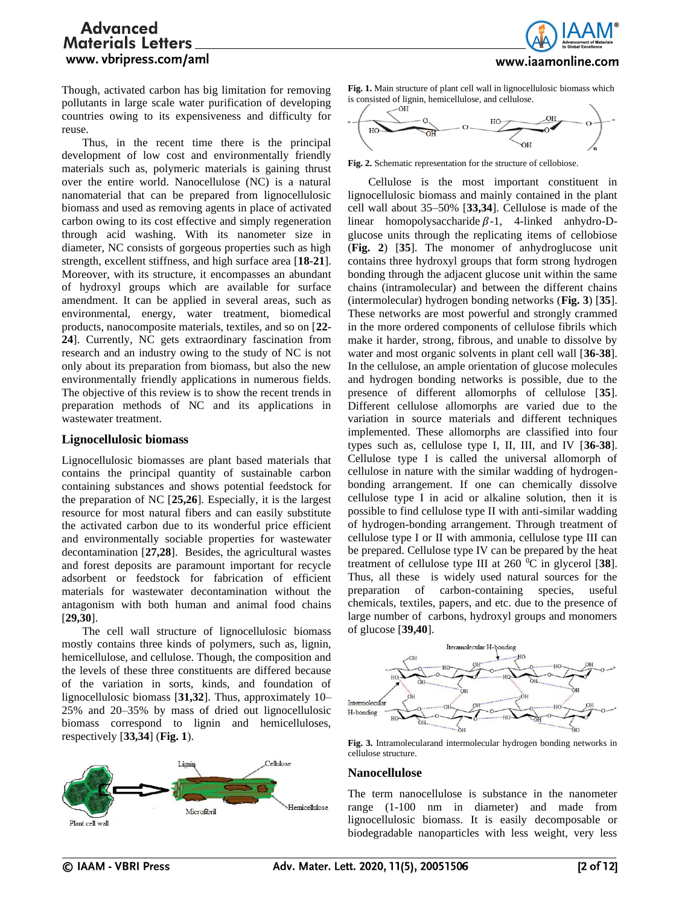Though, activated carbon has big limitation for removing pollutants in large scale water purification of developing countries owing to its expensiveness and difficulty for reuse.

Thus, in the recent time there is the principal development of low cost and environmentally friendly materials such as, polymeric materials is gaining thrust over the entire world. Nanocellulose (NC) is a natural nanomaterial that can be prepared from lignocellulosic biomass and used as removing agents in place of activated carbon owing to its cost effective and simply regeneration through acid washing. With its nanometer size in diameter, NC consists of gorgeous properties such as high strength, excellent stiffness, and high surface area [**18-21**]. Moreover, with its structure, it encompasses an abundant of hydroxyl groups which are available for surface amendment. It can be applied in several areas, such as environmental, energy, water treatment, biomedical products, nanocomposite materials, textiles, and so on [**22-24**]. Currently, NC gets extraordinary fascination from research and an industry owing to the study of NC is not only about its preparation from biomass, but also the new environmentally friendly applications in numerous fields. The objective of this review is to show the recent trends in preparation methods of NC and its applications in wastewater treatment.

## Lignocellulosic biomass

Lignocellulosic biomasses are plant based materials that contains the principal quantity of sustainable carbon containing substances and shows potential feedstock for the preparation of NC [**25,26**]. Especially, it is the largest resource for most natural fibers and can easily substitute the activated carbon due to its wonderful price efficient and environmentally sociable properties for wastewater decontamination [**27,28**]. Besides, the agricultural wastes and forest deposits are paramount important for recycle adsorbent or feedstock for fabrication of efficient materials for wastewater decontamination without the antagonism with both human and animal food chains [**29,30**].

The cell wall structure of lignocellulosic biomass mostly contains three kinds of polymers, such as, lignin, hemicellulose, and cellulose. Though, the composition and the levels of these three constituents are differed because of the variation in sorts, kinds, and foundation of lignocellulosic biomass [**31,32**]. Thus, approximately 10–25% and 20–35% by mass of dried out lignocellulosic biomass correspond to lignin and hemicelluloses, respectively [**33,34**] (**Fig. 1**).

**Fig. 1.** Main structure of plant cell wall in lignocellulosic biomass which is consisted of lignin, hemicellulose, and cellulose.

**Fig. 2.** Schematic representation for the structure of cellobiose.

Cellulose is the most important constituent in lignocellulosic biomass and mainly contained in the plant cell wall about 35–50% [**33,34**]. Cellulose is made of the linear homopolysaccharide $\beta$-1, 4-linked anhydro-D-glucose units through the replicating items of cellobiose (**Fig. 2**) [**35**]. The monomer of anhydroglucose unit contains three hydroxyl groups that form strong hydrogen bonding through the adjacent glucose unit within the same chains (intramolecular) and between the different chains (intermolecular) hydrogen bonding networks (**Fig. 3**) [**35**]. These networks are most powerful and strongly crammed in the more ordered components of cellulose fibrils which make it harder, strong, fibrous, and unable to dissolve by water and most organic solvents in plant cell wall [**36-38**]. In the cellulose, an ample orientation of glucose molecules and hydrogen bonding networks is possible, due to the presence of different allomorphs of cellulose [**35**]. Different cellulose allomorphs are varied due to the variation in source materials and different techniques implemented. These allomorphs are classified into four types such as, cellulose type I, II, III, and IV [**36-38**]. Cellulose type I is called the universal allomorph of cellulose in nature with the similar wadding of hydrogen-bonding arrangement. If one can chemically dissolve cellulose type I in acid or alkaline solution, then it is possible to find cellulose type II with anti-similar wadding of hydrogen-bonding arrangement. Through treatment of cellulose type I or II with ammonia, cellulose type III can be prepared. Cellulose type IV can be prepared by the heat treatment of cellulose type III at 260 $^{0}$C in glycerol [**38**]. Thus, all these is widely used natural sources for the preparation of carbon-containing species, useful chemicals, textiles, papers, and etc. due to the presence of large number of carbons, hydroxyl groups and monomers of glucose [**39,40**].

**Fig. 3.** Intramolecularand intermolecular hydrogen bonding networks in cellulose structure.

## Nanocellulose

The term nanocellulose is substance in the nanometer range (1-100 nm in diameter) and made from lignocellulosic biomass. It is easily decomposable or biodegradable nanoparticles with less weight, very less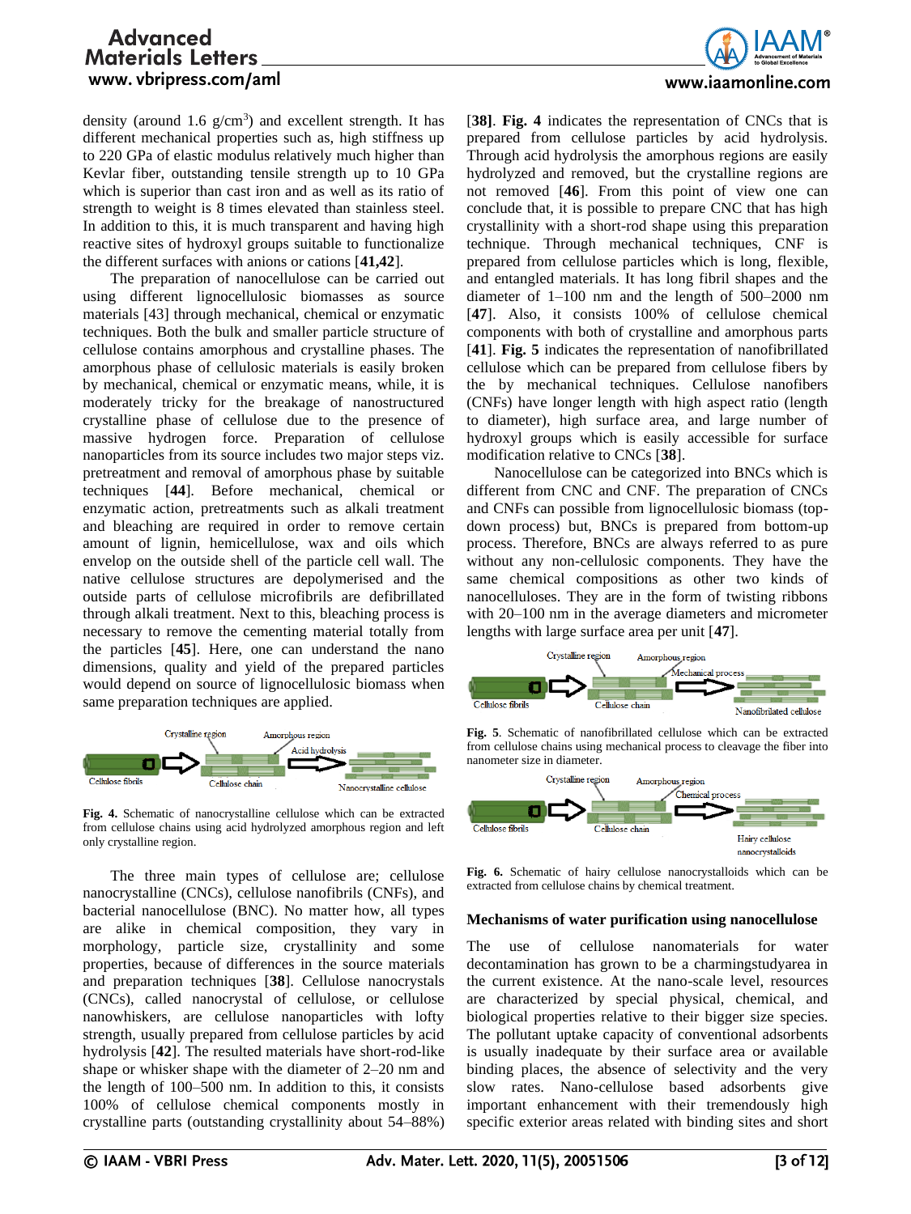density (around 1.6 g/cm$^3$) and excellent strength. It has different mechanical properties such as, high stiffness up to 220 GPa of elastic modulus relatively much higher than Kevlar fiber, outstanding tensile strength up to 10 GPa which is superior than cast iron and as well as its ratio of strength to weight is 8 times elevated than stainless steel. In addition to this, it is much transparent and having high reactive sites of hydroxyl groups suitable to functionalize the different surfaces with anions or cations [**41,42**].

The preparation of nanocellulose can be carried out using different lignocellulosic biomasses as source materials [43] through mechanical, chemical or enzymatic techniques. Both the bulk and smaller particle structure of cellulose contains amorphous and crystalline phases. The amorphous phase of cellulosic materials is easily broken by mechanical, chemical or enzymatic means, while, it is moderately tricky for the breakage of nanostructured crystalline phase of cellulose due to the presence of massive hydrogen force. Preparation of cellulose nanoparticles from its source includes two major steps viz. pretreatment and removal of amorphous phase by suitable techniques [**44**]. Before mechanical, chemical or enzymatic action, pretreatments such as alkali treatment and bleaching are required in order to remove certain amount of lignin, hemicellulose, wax and oils which envelop on the outside shell of the particle cell wall. The native cellulose structures are depolymerised and the outside parts of cellulose microfibrils are defibrillated through alkali treatment. Next to this, bleaching process is necessary to remove the cementing material totally from the particles [**45**]. Here, one can understand the nano dimensions, quality and yield of the prepared particles would depend on source of lignocellulosic biomass when same preparation techniques are applied.

**Fig. 4.** Schematic of nanocrystalline cellulose which can be extracted from cellulose chains using acid hydrolyzed amorphous region and left only crystalline region.

The three main types of cellulose are; cellulose nanocrystalline (CNCs), cellulose nanofibrils (CNFs), and bacterial nanocellulose (BNC). No matter how, all types are alike in chemical composition, they vary in morphology, particle size, crystallinity and some properties, because of differences in the source materials and preparation techniques [**38**]. Cellulose nanocrystals (CNCs), called nanocrystal of cellulose, or cellulose nanowhiskers, are cellulose nanoparticles with lofty strength, usually prepared from cellulose particles by acid hydrolysis [**42**]. The resulted materials have short-rod-like shape or whisker shape with the diameter of 2–20 nm and the length of 100–500 nm. In addition to this, it consists 100% of cellulose chemical components mostly in crystalline parts (outstanding crystallinity about 54–88%) [**38**]. **Fig. 4** indicates the representation of CNCs that is prepared from cellulose particles by acid hydrolysis. Through acid hydrolysis the amorphous regions are easily hydrolyzed and removed, but the crystalline regions are not removed [**46**]. From this point of view one can conclude that, it is possible to prepare CNC that has high crystallinity with a short-rod shape using this preparation technique. Through mechanical techniques, CNF is prepared from cellulose particles which is long, flexible, and entangled materials. It has long fibril shapes and the diameter of 1–100 nm and the length of 500–2000 nm [**47**]. Also, it consists 100% of cellulose chemical components with both of crystalline and amorphous parts [**41**]. **Fig. 5** indicates the representation of nanofibrillated cellulose which can be prepared from cellulose fibers by the by mechanical techniques. Cellulose nanofibers (CNFs) have longer length with high aspect ratio (length to diameter), high surface area, and large number of hydroxyl groups which is easily accessible for surface modification relative to CNCs [**38**].

Nanocellulose can be categorized into BNCs which is different from CNC and CNF. The preparation of CNCs and CNFs can possible from lignocellulosic biomass (top-down process) but, BNCs is prepared from bottom-up process. Therefore, BNCs are always referred to as pure without any non-cellulosic components. They have the same chemical compositions as other two kinds of nanocelluloses. They are in the form of twisting ribbons with 20–100 nm in the average diameters and micrometer lengths with large surface area per unit [**47**].

**Fig. 5.** Schematic of nanofibrillated cellulose which can be extracted from cellulose chains using mechanical process to cleavage the fiber into nanometer size in diameter.

**Fig. 6.** Schematic of hairy cellulose nanocrystalloids which can be extracted from cellulose chains by chemical treatment.

## Mechanisms of water purification using nanocellulose

The use of cellulose nanomaterials for water decontamination has grown to be a charmingstudyarea in the current existence. At the nano-scale level, resources are characterized by special physical, chemical, and biological properties relative to their bigger size species. The pollutant uptake capacity of conventional adsorbents is usually inadequate by their surface area or available binding places, the absence of selectivity and the very slow rates. Nano-cellulose based adsorbents give important enhancement with their tremendously high specific exterior areas related with binding sites and short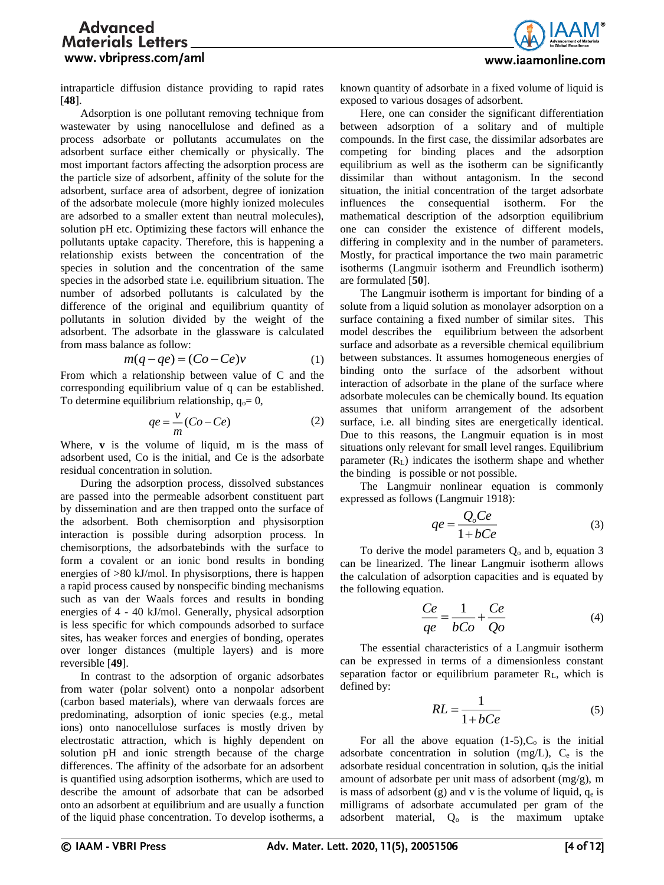intraparticle diffusion distance providing to rapid rates [**48**].

Adsorption is one pollutant removing technique from wastewater by using nanocellulose and defined as a process adsorbate or pollutants accumulates on the adsorbent surface either chemically or physically. The most important factors affecting the adsorption process are the particle size of adsorbent, affinity of the solute for the adsorbent, surface area of adsorbent, degree of ionization of the adsorbate molecule (more highly ionized molecules are adsorbed to a smaller extent than neutral molecules), solution pH etc. Optimizing these factors will enhance the pollutants uptake capacity. Therefore, this is happening a relationship exists between the concentration of the species in solution and the concentration of the same species in the adsorbed state i.e. equilibrium situation. The number of adsorbed pollutants is calculated by the difference of the original and equilibrium quantity of pollutants in solution divided by the weight of the adsorbent. The adsorbate in the glassware is calculated from mass balance as follow:

$$m(q - qe) = (Co - Ce)v \quad (1)$$

From which a relationship between value of C and the corresponding equilibrium value of q can be established. To determine equilibrium relationship, $q_o = 0$,

$$qe = \frac{v}{m}(Co - Ce) \quad (2)$$

Where, **v** is the volume of liquid, m is the mass of adsorbent used, Co is the initial, and Ce is the adsorbate residual concentration in solution.

During the adsorption process, dissolved substances are passed into the permeable adsorbent constituent part by dissemination and are then trapped onto the surface of the adsorbent. Both chemisorption and physisorption interaction is possible during adsorption process. In chemisorptions, the adsorbatebinds with the surface to form a covalent or an ionic bond results in bonding energies of >80 kJ/mol. In physisorptions, there is happen a rapid process caused by nonspecific binding mechanisms such as van der Waals forces and results in bonding energies of 4 - 40 kJ/mol. Generally, physical adsorption is less specific for which compounds adsorbed to surface sites, has weaker forces and energies of bonding, operates over longer distances (multiple layers) and is more reversible [**49**].

In contrast to the adsorption of organic adsorbates from water (polar solvent) onto a nonpolar adsorbent (carbon based materials), where van derwaals forces are predominating, adsorption of ionic species (e.g., metal ions) onto nanocellulose surfaces is mostly driven by electrostatic attraction, which is highly dependent on solution pH and ionic strength because of the charge differences. The affinity of the adsorbate for an adsorbent is quantified using adsorption isotherms, which are used to describe the amount of adsorbate that can be adsorbed onto an adsorbent at equilibrium and are usually a function of the liquid phase concentration. To develop isotherms, a known quantity of adsorbate in a fixed volume of liquid is exposed to various dosages of adsorbent.

Here, one can consider the significant differentiation between adsorption of a solitary and of multiple compounds. In the first case, the dissimilar adsorbates are competing for binding places and the adsorption equilibrium as well as the isotherm can be significantly dissimilar than without antagonism. In the second situation, the initial concentration of the target adsorbate influences the consequential isotherm. For the mathematical description of the adsorption equilibrium one can consider the existence of different models, differing in complexity and in the number of parameters. Mostly, for practical importance the two main parametric isotherms (Langmuir isotherm and Freundlich isotherm) are formulated [**50**].

The Langmuir isotherm is important for binding of a solute from a liquid solution as monolayer adsorption on a surface containing a fixed number of similar sites. This model describes the equilibrium between the adsorbent surface and adsorbate as a reversible chemical equilibrium between substances. It assumes homogeneous energies of binding onto the surface of the adsorbent without interaction of adsorbate in the plane of the surface where adsorbate molecules can be chemically bound. Its equation assumes that uniform arrangement of the adsorbent surface, i.e. all binding sites are energetically identical. Due to this reasons, the Langmuir equation is in most situations only relevant for small level ranges. Equilibrium parameter ($R_L$) indicates the isotherm shape and whether the binding is possible or not possible.

The Langmuir nonlinear equation is commonly expressed as follows (Langmuir 1918):

$$qe = \frac{Q_o Ce}{1 + bCe} \quad (3)$$

To derive the model parameters $Q_o$ and b, equation 3 can be linearized. The linear Langmuir isotherm allows the calculation of adsorption capacities and is equated by the following equation.

$$\frac{Ce}{qe} = \frac{1}{bCo} + \frac{Ce}{Qo} \quad (4)$$

The essential characteristics of a Langmuir isotherm can be expressed in terms of a dimensionless constant separation factor or equilibrium parameter $R_L$, which is defined by:

$$RL = \frac{1}{1 + bCe} \quad (5)$$

For all the above equation (1-5), $C_o$ is the initial adsorbate concentration in solution (mg/L), $C_e$ is the adsorbate residual concentration in solution, $q_o$ is the initial amount of adsorbate per unit mass of adsorbent (mg/g), m is mass of adsorbent (g) and v is the volume of liquid, $q_e$ is milligrams of adsorbate accumulated per gram of the adsorbent material, $Q_o$ is the maximum uptake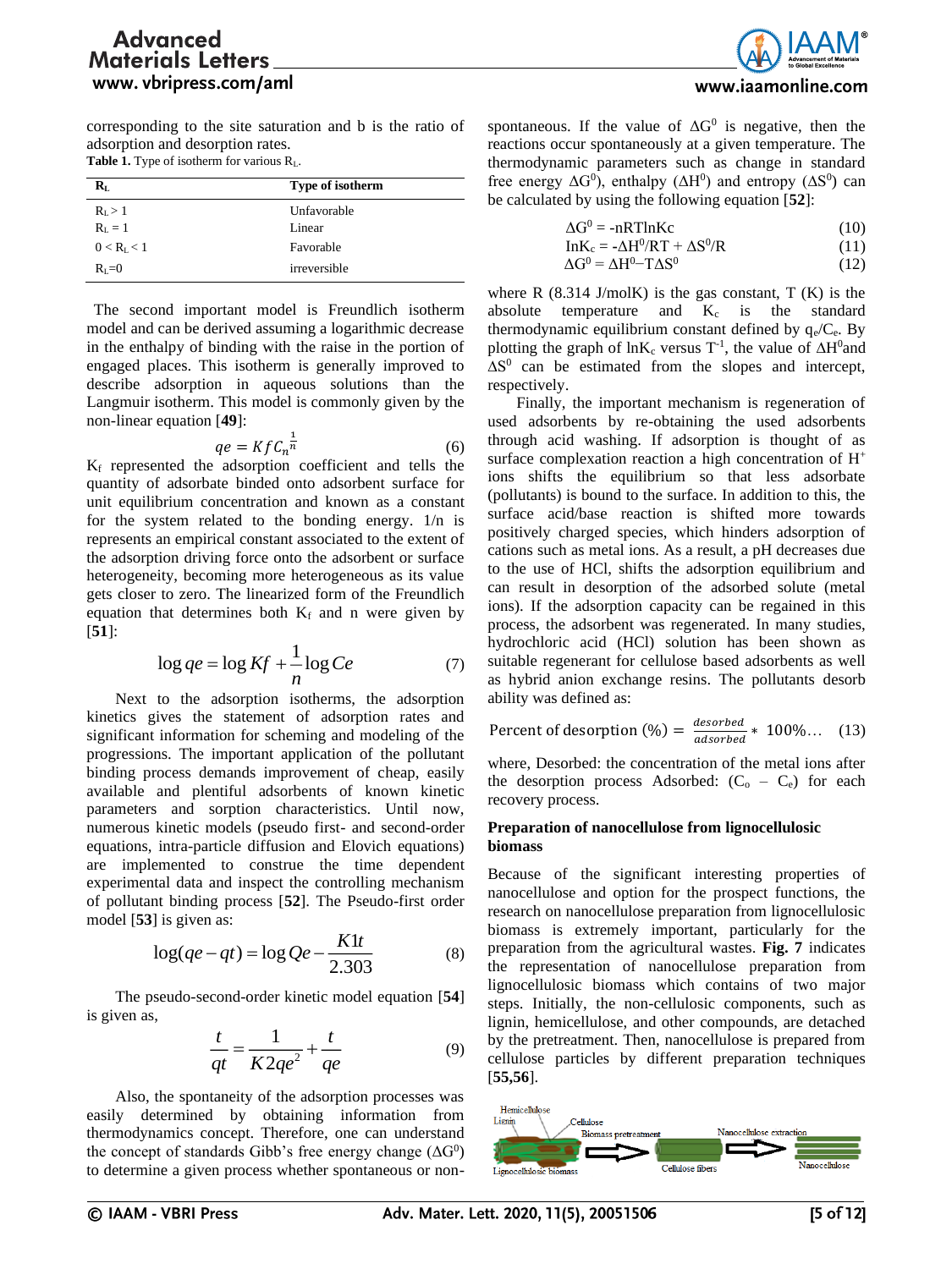corresponding to the site saturation and b is the ratio of adsorption and desorption rates.

**Table 1.** Type of isotherm for various $R_L$.

| $R_L$ | Type of isotherm |
|---|---|
| $R_L > 1$ | Unfavorable |
| $R_L = 1$ | Linear |
| $0 < R_L < 1$ | Favorable |
| $R_L = 0$ | irreversible |

The second important model is Freundlich isotherm model and can be derived assuming a logarithmic decrease in the enthalpy of binding with the raise in the portion of engaged places. This isotherm is generally improved to describe adsorption in aqueous solutions than the Langmuir isotherm. This model is commonly given by the non-linear equation [49]:

$$qe = KfC_n^{\frac{1}{n}} \tag{6}$$

$K_f$ represented the adsorption coefficient and tells the quantity of adsorbate binded onto adsorbent surface for unit equilibrium concentration and known as a constant for the system related to the bonding energy. 1/n is represents an empirical constant associated to the extent of the adsorption driving force onto the adsorbent or surface heterogeneity, becoming more heterogeneous as its value gets closer to zero. The linearized form of the Freundlich equation that determines both $K_f$ and n were given by [51]:

$$\log qe = \log Kf + \frac{1}{n}\log Ce \tag{7}$$

Next to the adsorption isotherms, the adsorption kinetics gives the statement of adsorption rates and significant information for scheming and modeling of the progressions. The important application of the pollutant binding process demands improvement of cheap, easily available and plentiful adsorbents of known kinetic parameters and sorption characteristics. Until now, numerous kinetic models (pseudo first- and second-order equations, intra-particle diffusion and Elovich equations) are implemented to construe the time dependent experimental data and inspect the controlling mechanism of pollutant binding process [52]. The Pseudo-first order model [53] is given as:

$$\log(qe - qt) = \log Qe - \frac{K1t}{2.303} \tag{8}$$

The pseudo-second-order kinetic model equation [54] is given as,

$$\frac{t}{qt} = \frac{1}{K2qe^2} + \frac{t}{qe} \tag{9}$$

Also, the spontaneity of the adsorption processes was easily determined by obtaining information from thermodynamics concept. Therefore, one can understand the concept of standards Gibb's free energy change ($\Delta G^0$) to determine a given process whether spontaneous or non-spontaneous. If the value of $\Delta G^0$ is negative, then the reactions occur spontaneously at a given temperature. The thermodynamic parameters such as change in standard free energy $\Delta G^0$), enthalpy ($\Delta H^0$) and entropy ($\Delta S^0$) can be calculated by using the following equation [52]:

$$\Delta G^0 = -nRT\ln Kc \tag{10}$$

$$\ln K_c = -\Delta H^0/RT + \Delta S^0/R \tag{11}$$

$$\Delta G^0 = \Delta H^0 - T\Delta S^0 \tag{12}$$

where R (8.314 J/molK) is the gas constant, T (K) is the absolute temperature and $K_c$ is the standard thermodynamic equilibrium constant defined by $q_e/C_e$. By plotting the graph of $\ln K_c$ versus $T^{-1}$, the value of $\Delta H^0$and $\Delta S^0$ can be estimated from the slopes and intercept, respectively.

Finally, the important mechanism is regeneration of used adsorbents by re-obtaining the used adsorbents through acid washing. If adsorption is thought of as surface complexation reaction a high concentration of $H^+$ ions shifts the equilibrium so that less adsorbate (pollutants) is bound to the surface. In addition to this, the surface acid/base reaction is shifted more towards positively charged species, which hinders adsorption of cations such as metal ions. As a result, a pH decreases due to the use of HCl, shifts the adsorption equilibrium and can result in desorption of the adsorbed solute (metal ions). If the adsorption capacity can be regained in this process, the adsorbent was regenerated. In many studies, hydrochloric acid (HCl) solution has been shown as suitable regenerant for cellulose based adsorbents as well as hybrid anion exchange resins. The pollutants desorb ability was defined as:

$$\text{Percent of desorption (\%)} = \frac{desorbed}{adsorbed} * 100\%\ldots \tag{13}$$

where, Desorbed: the concentration of the metal ions after the desorption process Adsorbed: ($C_o$ – $C_e$) for each recovery process.

### Preparation of nanocellulose from lignocellulosic biomass

Because of the significant interesting properties of nanocellulose and option for the prospect functions, the research on nanocellulose preparation from lignocellulosic biomass is extremely important, particularly for the preparation from the agricultural wastes. **Fig. 7** indicates the representation of nanocellulose preparation from lignocellulosic biomass which contains of two major steps. Initially, the non-cellulosic components, such as lignin, hemicellulose, and other compounds, are detached by the pretreatment. Then, nanocellulose is prepared from cellulose particles by different preparation techniques [55,56].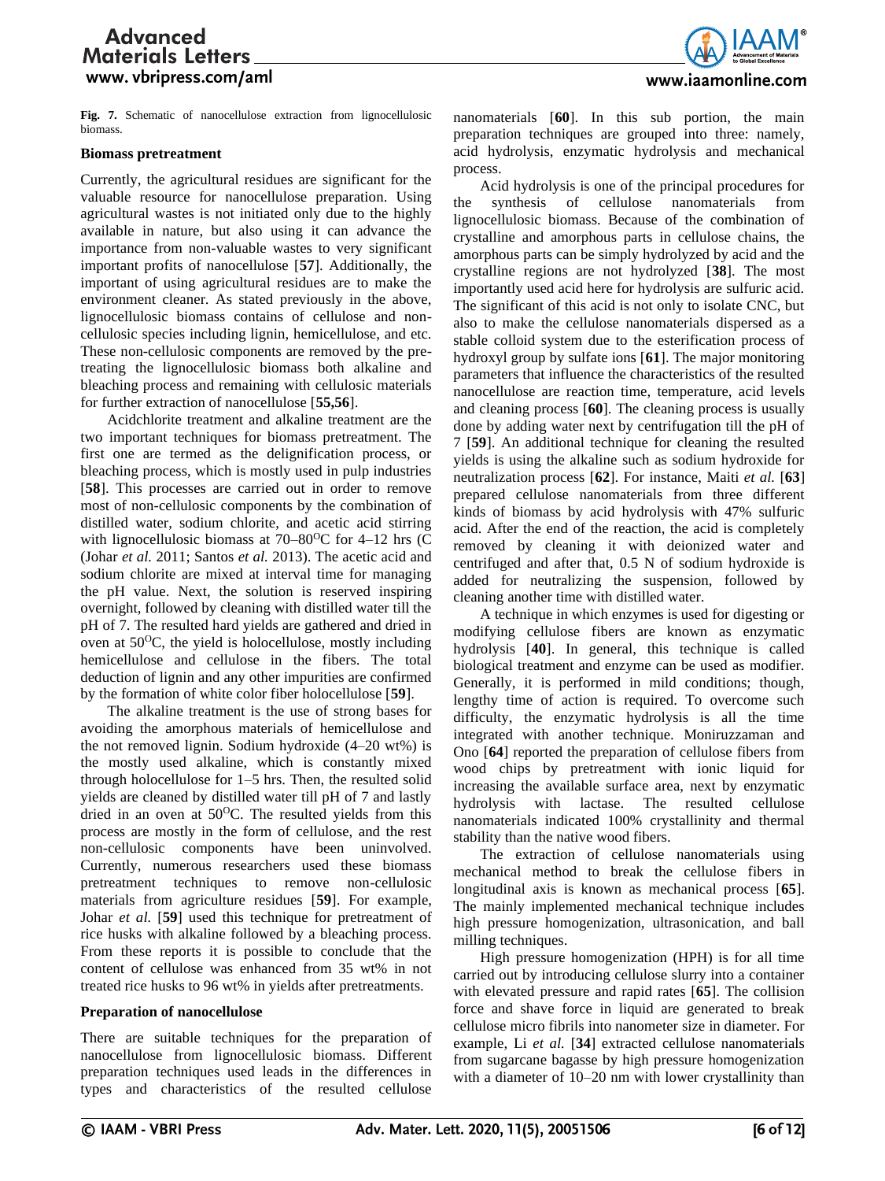**Fig. 7.** Schematic of nanocellulose extraction from lignocellulosic biomass.

**Biomass pretreatment**

Currently, the agricultural residues are significant for the valuable resource for nanocellulose preparation. Using agricultural wastes is not initiated only due to the highly available in nature, but also using it can advance the importance from non-valuable wastes to very significant important profits of nanocellulose [**57**]. Additionally, the important of using agricultural residues are to make the environment cleaner. As stated previously in the above, lignocellulosic biomass contains of cellulose and non-cellulosic species including lignin, hemicellulose, and etc. These non-cellulosic components are removed by the pre-treating the lignocellulosic biomass both alkaline and bleaching process and remaining with cellulosic materials for further extraction of nanocellulose [**55,56**].

Acidchlorite treatment and alkaline treatment are the two important techniques for biomass pretreatment. The first one are termed as the delignification process, or bleaching process, which is mostly used in pulp industries [**58**]. This processes are carried out in order to remove most of non-cellulosic components by the combination of distilled water, sodium chlorite, and acetic acid stirring with lignocellulosic biomass at 70–80$^{O}$C for 4–12 hrs (C (Johar *et al.* 2011; Santos *et al.* 2013). The acetic acid and sodium chlorite are mixed at interval time for managing the pH value. Next, the solution is reserved inspiring overnight, followed by cleaning with distilled water till the pH of 7. The resulted hard yields are gathered and dried in oven at 50$^{O}$C, the yield is holocellulose, mostly including hemicellulose and cellulose in the fibers. The total deduction of lignin and any other impurities are confirmed by the formation of white color fiber holocellulose [**59**].

The alkaline treatment is the use of strong bases for avoiding the amorphous materials of hemicellulose and the not removed lignin. Sodium hydroxide (4–20 wt%) is the mostly used alkaline, which is constantly mixed through holocellulose for 1–5 hrs. Then, the resulted solid yields are cleaned by distilled water till pH of 7 and lastly dried in an oven at 50$^{O}$C. The resulted yields from this process are mostly in the form of cellulose, and the rest non-cellulosic components have been uninvolved. Currently, numerous researchers used these biomass pretreatment techniques to remove non-cellulosic materials from agriculture residues [**59**]. For example, Johar *et al.* [**59**] used this technique for pretreatment of rice husks with alkaline followed by a bleaching process. From these reports it is possible to conclude that the content of cellulose was enhanced from 35 wt% in not treated rice husks to 96 wt% in yields after pretreatments.

**Preparation of nanocellulose**

There are suitable techniques for the preparation of nanocellulose from lignocellulosic biomass. Different preparation techniques used leads in the differences in types and characteristics of the resulted cellulose nanomaterials [**60**]. In this sub portion, the main preparation techniques are grouped into three: namely, acid hydrolysis, enzymatic hydrolysis and mechanical process.

Acid hydrolysis is one of the principal procedures for the synthesis of cellulose nanomaterials from lignocellulosic biomass. Because of the combination of crystalline and amorphous parts in cellulose chains, the amorphous parts can be simply hydrolyzed by acid and the crystalline regions are not hydrolyzed [**38**]. The most importantly used acid here for hydrolysis are sulfuric acid. The significant of this acid is not only to isolate CNC, but also to make the cellulose nanomaterials dispersed as a stable colloid system due to the esterification process of hydroxyl group by sulfate ions [**61**]. The major monitoring parameters that influence the characteristics of the resulted nanocellulose are reaction time, temperature, acid levels and cleaning process [**60**]. The cleaning process is usually done by adding water next by centrifugation till the pH of 7 [**59**]. An additional technique for cleaning the resulted yields is using the alkaline such as sodium hydroxide for neutralization process [**62**]. For instance, Maiti *et al.* [**63**] prepared cellulose nanomaterials from three different kinds of biomass by acid hydrolysis with 47% sulfuric acid. After the end of the reaction, the acid is completely removed by cleaning it with deionized water and centrifuged and after that, 0.5 N of sodium hydroxide is added for neutralizing the suspension, followed by cleaning another time with distilled water.

A technique in which enzymes is used for digesting or modifying cellulose fibers are known as enzymatic hydrolysis [**40**]. In general, this technique is called biological treatment and enzyme can be used as modifier. Generally, it is performed in mild conditions; though, lengthy time of action is required. To overcome such difficulty, the enzymatic hydrolysis is all the time integrated with another technique. Moniruzzaman and Ono [**64**] reported the preparation of cellulose fibers from wood chips by pretreatment with ionic liquid for increasing the available surface area, next by enzymatic hydrolysis with lactase. The resulted cellulose nanomaterials indicated 100% crystallinity and thermal stability than the native wood fibers.

The extraction of cellulose nanomaterials using mechanical method to break the cellulose fibers in longitudinal axis is known as mechanical process [**65**]. The mainly implemented mechanical technique includes high pressure homogenization, ultrasonication, and ball milling techniques.

High pressure homogenization (HPH) is for all time carried out by introducing cellulose slurry into a container with elevated pressure and rapid rates [**65**]. The collision force and shave force in liquid are generated to break cellulose micro fibrils into nanometer size in diameter. For example, Li *et al.* [**34**] extracted cellulose nanomaterials from sugarcane bagasse by high pressure homogenization with a diameter of 10–20 nm with lower crystallinity than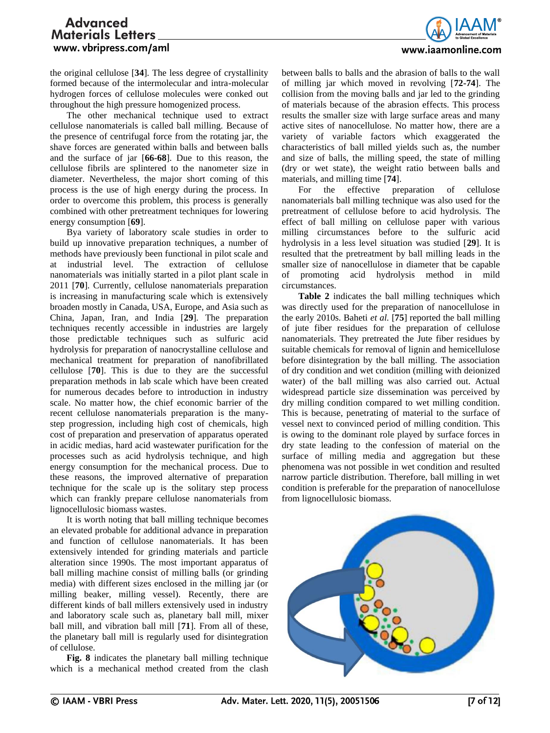the original cellulose [**34**]. The less degree of crystallinity formed because of the intermolecular and intra-molecular hydrogen forces of cellulose molecules were conked out throughout the high pressure homogenized process.

The other mechanical technique used to extract cellulose nanomaterials is called ball milling. Because of the presence of centrifugal force from the rotating jar, the shave forces are generated within balls and between balls and the surface of jar [**66-68**]. Due to this reason, the cellulose fibrils are splintered to the nanometer size in diameter. Nevertheless, the major short coming of this process is the use of high energy during the process. In order to overcome this problem, this process is generally combined with other pretreatment techniques for lowering energy consumption [**69**].

Bya variety of laboratory scale studies in order to build up innovative preparation techniques, a number of methods have previously been functional in pilot scale and at industrial level. The extraction of cellulose nanomaterials was initially started in a pilot plant scale in 2011 [**70**]. Currently, cellulose nanomaterials preparation is increasing in manufacturing scale which is extensively broaden mostly in Canada, USA, Europe, and Asia such as China, Japan, Iran, and India [**29**]. The preparation techniques recently accessible in industries are largely those predictable techniques such as sulfuric acid hydrolysis for preparation of nanocrystalline cellulose and mechanical treatment for preparation of nanofibrillated cellulose [**70**]. This is due to they are the successful preparation methods in lab scale which have been created for numerous decades before to introduction in industry scale. No matter how, the chief economic barrier of the recent cellulose nanomaterials preparation is the many-step progression, including high cost of chemicals, high cost of preparation and preservation of apparatus operated in acidic medias, hard acid wastewater purification for the processes such as acid hydrolysis technique, and high energy consumption for the mechanical process. Due to these reasons, the improved alternative of preparation technique for the scale up is the solitary step process which can frankly prepare cellulose nanomaterials from lignocellulosic biomass wastes.

It is worth noting that ball milling technique becomes an elevated probable for additional advance in preparation and function of cellulose nanomaterials. It has been extensively intended for grinding materials and particle alteration since 1990s. The most important apparatus of ball milling machine consist of milling balls (or grinding media) with different sizes enclosed in the milling jar (or milling beaker, milling vessel). Recently, there are different kinds of ball millers extensively used in industry and laboratory scale such as, planetary ball mill, mixer ball mill, and vibration ball mill [**71**]. From all of these, the planetary ball mill is regularly used for disintegration of cellulose.

**Fig. 8** indicates the planetary ball milling technique which is a mechanical method created from the clash between balls to balls and the abrasion of balls to the wall of milling jar which moved in revolving [**72-74**]. The collision from the moving balls and jar led to the grinding of materials because of the abrasion effects. This process results the smaller size with large surface areas and many active sites of nanocellulose. No matter how, there are a variety of variable factors which exaggerated the characteristics of ball milled yields such as, the number and size of balls, the milling speed, the state of milling (dry or wet state), the weight ratio between balls and materials, and milling time [**74**].

For the effective preparation of cellulose nanomaterials ball milling technique was also used for the pretreatment of cellulose before to acid hydrolysis. The effect of ball milling on cellulose paper with various milling circumstances before to the sulfuric acid hydrolysis in a less level situation was studied [**29**]. It is resulted that the pretreatment by ball milling leads in the smaller size of nanocellulose in diameter that be capable of promoting acid hydrolysis method in mild circumstances.

**Table 2** indicates the ball milling techniques which was directly used for the preparation of nanocellulose in the early 2010s. Baheti *et al.* [**75**] reported the ball milling of jute fiber residues for the preparation of cellulose nanomaterials. They pretreated the Jute fiber residues by suitable chemicals for removal of lignin and hemicellulose before disintegration by the ball milling. The association of dry condition and wet condition (milling with deionized water) of the ball milling was also carried out. Actual widespread particle size dissemination was perceived by dry milling condition compared to wet milling condition. This is because, penetrating of material to the surface of vessel next to convinced period of milling condition. This is owing to the dominant role played by surface forces in dry state leading to the confession of material on the surface of milling media and aggregation but these phenomena was not possible in wet condition and resulted narrow particle distribution. Therefore, ball milling in wet condition is preferable for the preparation of nanocellulose from lignocellulosic biomass.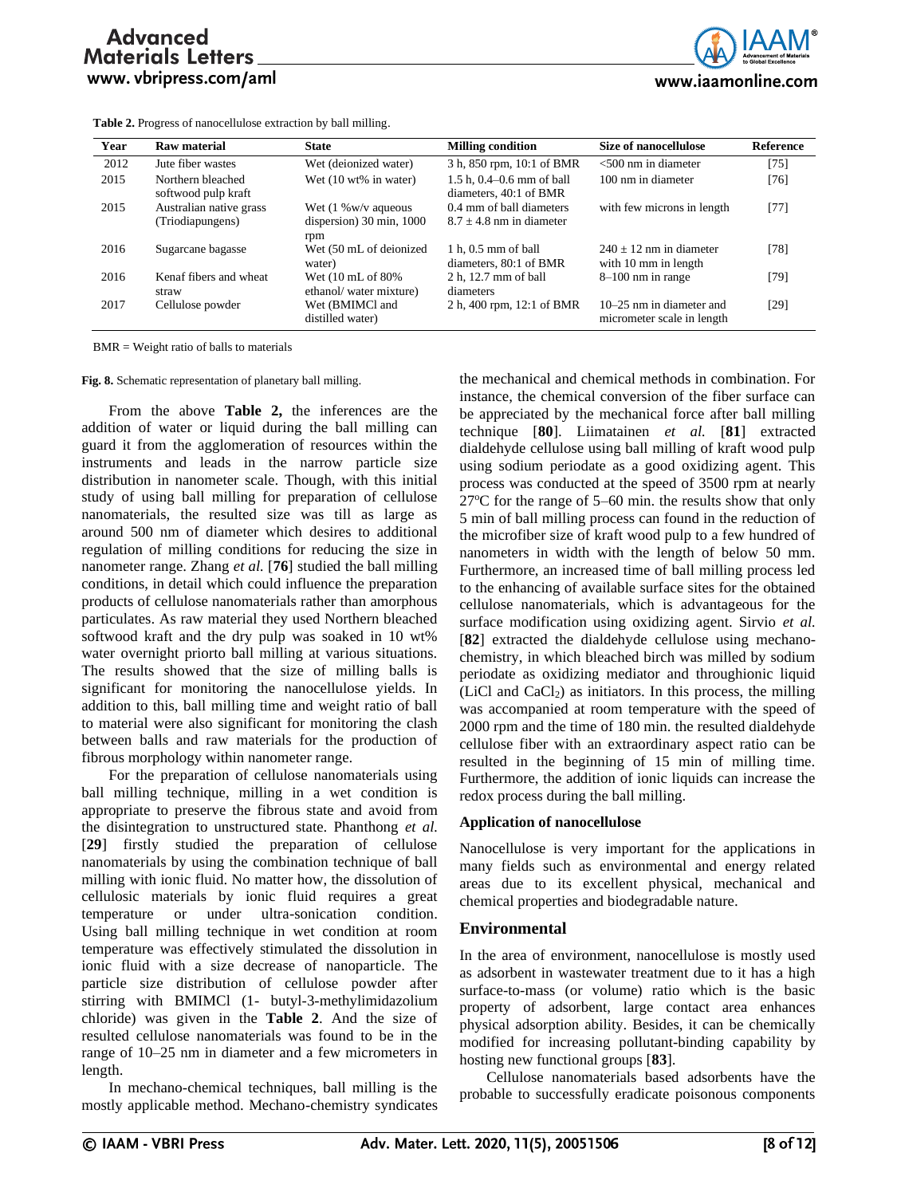**Table 2.** Progress of nanocellulose extraction by ball milling.

| Year | Raw material | State | Milling condition | Size of nanocellulose | Reference |
|---|---|---|---|---|---|
| 2012 | Jute fiber wastes | Wet (deionized water) | 3 h, 850 rpm, 10:1 of BMR | <500 nm in diameter | [75] |
| 2015 | Northern bleached softwood pulp kraft | Wet (10 wt% in water) | 1.5 h, 0.4–0.6 mm of ball diameters, 40:1 of BMR | 100 nm in diameter | [76] |
| 2015 | Australian native grass (Triodiapungens) | Wet (1 %w/v aqueous dispersion) 30 min, 1000 rpm | 0.4 mm of ball diameters 8.7 ± 4.8 nm in diameter | with few microns in length | [77] |
| 2016 | Sugarcane bagasse | Wet (50 mL of deionized water) | 1 h, 0.5 mm of ball diameters, 80:1 of BMR | 240 ± 12 nm in diameter with 10 mm in length | [78] |
| 2016 | Kenaf fibers and wheat straw | Wet (10 mL of 80% ethanol/ water mixture) | 2 h, 12.7 mm of ball diameters | 8–100 nm in range | [79] |
| 2017 | Cellulose powder | Wet (BMIMCl and distilled water) | 2 h, 400 rpm, 12:1 of BMR | 10–25 nm in diameter and micrometer scale in length | [29] |

BMR = Weight ratio of balls to materials

**Fig. 8.** Schematic representation of planetary ball milling.

From the above **Table 2,** the inferences are the addition of water or liquid during the ball milling can guard it from the agglomeration of resources within the instruments and leads in the narrow particle size distribution in nanometer scale. Though, with this initial study of using ball milling for preparation of cellulose nanomaterials, the resulted size was till as large as around 500 nm of diameter which desires to additional regulation of milling conditions for reducing the size in nanometer range. Zhang *et al.* [**76**] studied the ball milling conditions, in detail which could influence the preparation products of cellulose nanomaterials rather than amorphous particulates. As raw material they used Northern bleached softwood kraft and the dry pulp was soaked in 10 wt% water overnight priorto ball milling at various situations. The results showed that the size of milling balls is significant for monitoring the nanocellulose yields. In addition to this, ball milling time and weight ratio of ball to material were also significant for monitoring the clash between balls and raw materials for the production of fibrous morphology within nanometer range.

For the preparation of cellulose nanomaterials using ball milling technique, milling in a wet condition is appropriate to preserve the fibrous state and avoid from the disintegration to unstructured state. Phanthong *et al.* [**29**] firstly studied the preparation of cellulose nanomaterials by using the combination technique of ball milling with ionic fluid. No matter how, the dissolution of cellulosic materials by ionic fluid requires a great temperature or under ultra-sonication condition. Using ball milling technique in wet condition at room temperature was effectively stimulated the dissolution in ionic fluid with a size decrease of nanoparticle. The particle size distribution of cellulose powder after stirring with BMIMCl (1- butyl-3-methylimidazolium chloride) was given in the **Table 2**. And the size of resulted cellulose nanomaterials was found to be in the range of 10–25 nm in diameter and a few micrometers in length.

In mechano-chemical techniques, ball milling is the mostly applicable method. Mechano-chemistry syndicates the mechanical and chemical methods in combination. For instance, the chemical conversion of the fiber surface can be appreciated by the mechanical force after ball milling technique [**80**]. Liimatainen *et al.* [**81**] extracted dialdehyde cellulose using ball milling of kraft wood pulp using sodium periodate as a good oxidizing agent. This process was conducted at the speed of 3500 rpm at nearly 27°C for the range of 5–60 min. the results show that only 5 min of ball milling process can found in the reduction of the microfiber size of kraft wood pulp to a few hundred of nanometers in width with the length of below 50 mm. Furthermore, an increased time of ball milling process led to the enhancing of available surface sites for the obtained cellulose nanomaterials, which is advantageous for the surface modification using oxidizing agent. Sirvio *et al.* [**82**] extracted the dialdehyde cellulose using mechano-chemistry, in which bleached birch was milled by sodium periodate as oxidizing mediator and throughionic liquid (LiCl and $CaCl_2$) as initiators. In this process, the milling was accompanied at room temperature with the speed of 2000 rpm and the time of 180 min. the resulted dialdehyde cellulose fiber with an extraordinary aspect ratio can be resulted in the beginning of 15 min of milling time. Furthermore, the addition of ionic liquids can increase the redox process during the ball milling.

### Application of nanocellulose

Nanocellulose is very important for the applications in many fields such as environmental and energy related areas due to its excellent physical, mechanical and chemical properties and biodegradable nature.

## Environmental

In the area of environment, nanocellulose is mostly used as adsorbent in wastewater treatment due to it has a high surface-to-mass (or volume) ratio which is the basic property of adsorbent, large contact area enhances physical adsorption ability. Besides, it can be chemically modified for increasing pollutant-binding capability by hosting new functional groups [**83**].

Cellulose nanomaterials based adsorbents have the probable to successfully eradicate poisonous components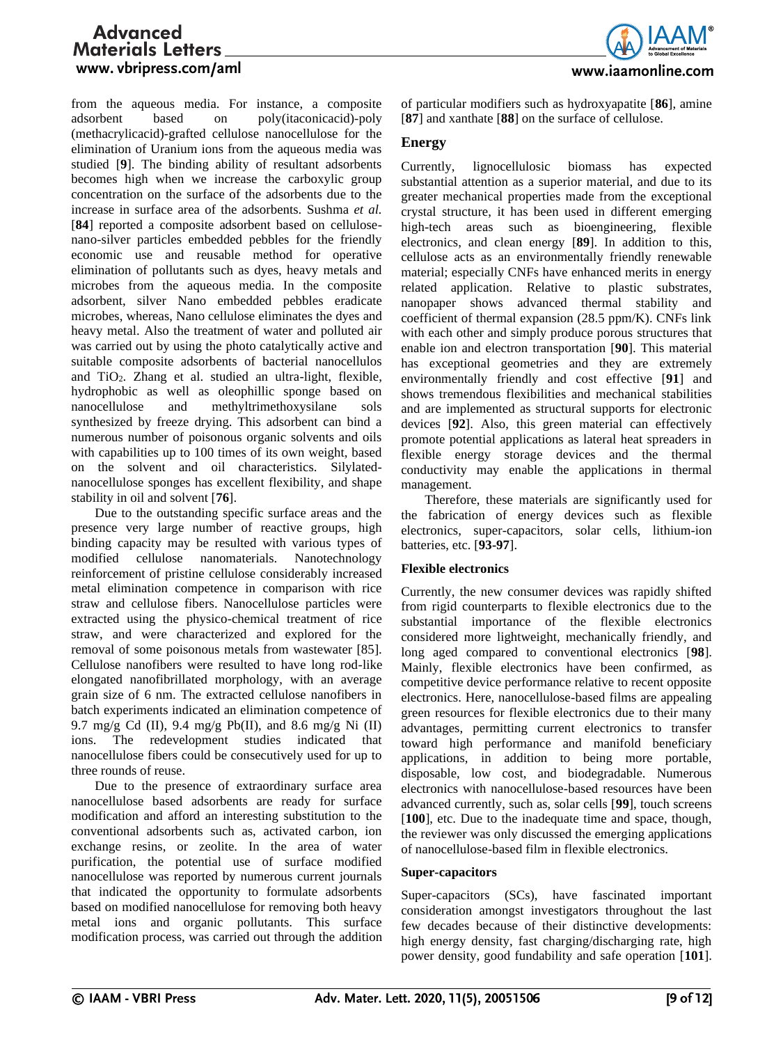from the aqueous media. For instance, a composite adsorbent based on poly(itaconicacid)-poly (methacrylicacid)-grafted cellulose nanocellulose for the elimination of Uranium ions from the aqueous media was studied [**9**]. The binding ability of resultant adsorbents becomes high when we increase the carboxylic group concentration on the surface of the adsorbents due to the increase in surface area of the adsorbents. Sushma *et al.* [**84**] reported a composite adsorbent based on cellulose-nano-silver particles embedded pebbles for the friendly economic use and reusable method for operative elimination of pollutants such as dyes, heavy metals and microbes from the aqueous media. In the composite adsorbent, silver Nano embedded pebbles eradicate microbes, whereas, Nano cellulose eliminates the dyes and heavy metal. Also the treatment of water and polluted air was carried out by using the photo catalytically active and suitable composite adsorbents of bacterial nanocellulos and $TiO_2$. Zhang et al. studied an ultra-light, flexible, hydrophobic as well as oleophillic sponge based on nanocellulose and methyltrimethoxysilane sols synthesized by freeze drying. This adsorbent can bind a numerous number of poisonous organic solvents and oils with capabilities up to 100 times of its own weight, based on the solvent and oil characteristics. Silylated-nanocellulose sponges has excellent flexibility, and shape stability in oil and solvent [**76**].

Due to the outstanding specific surface areas and the presence very large number of reactive groups, high binding capacity may be resulted with various types of modified cellulose nanomaterials. Nanotechnology reinforcement of pristine cellulose considerably increased metal elimination competence in comparison with rice straw and cellulose fibers. Nanocellulose particles were extracted using the physico-chemical treatment of rice straw, and were characterized and explored for the removal of some poisonous metals from wastewater [85]. Cellulose nanofibers were resulted to have long rod-like elongated nanofibrillated morphology, with an average grain size of 6 nm. The extracted cellulose nanofibers in batch experiments indicated an elimination competence of 9.7 mg/g Cd (II), 9.4 mg/g Pb(II), and 8.6 mg/g Ni (II) ions. The redevelopment studies indicated that nanocellulose fibers could be consecutively used for up to three rounds of reuse.

Due to the presence of extraordinary surface area nanocellulose based adsorbents are ready for surface modification and afford an interesting substitution to the conventional adsorbents such as, activated carbon, ion exchange resins, or zeolite. In the area of water purification, the potential use of surface modified nanocellulose was reported by numerous current journals that indicated the opportunity to formulate adsorbents based on modified nanocellulose for removing both heavy metal ions and organic pollutants. This surface modification process, was carried out through the addition of particular modifiers such as hydroxyapatite [**86**], amine [**87**] and xanthate [**88**] on the surface of cellulose.

## Energy

Currently, lignocellulosic biomass has expected substantial attention as a superior material, and due to its greater mechanical properties made from the exceptional crystal structure, it has been used in different emerging high-tech areas such as bioengineering, flexible electronics, and clean energy [**89**]. In addition to this, cellulose acts as an environmentally friendly renewable material; especially CNFs have enhanced merits in energy related application. Relative to plastic substrates, nanopaper shows advanced thermal stability and coefficient of thermal expansion (28.5 ppm/K). CNFs link with each other and simply produce porous structures that enable ion and electron transportation [**90**]. This material has exceptional geometries and they are extremely environmentally friendly and cost effective [**91**] and shows tremendous flexibilities and mechanical stabilities and are implemented as structural supports for electronic devices [**92**]. Also, this green material can effectively promote potential applications as lateral heat spreaders in flexible energy storage devices and the thermal conductivity may enable the applications in thermal management.

Therefore, these materials are significantly used for the fabrication of energy devices such as flexible electronics, super-capacitors, solar cells, lithium-ion batteries, etc. [**93-97**].

### Flexible electronics

Currently, the new consumer devices was rapidly shifted from rigid counterparts to flexible electronics due to the substantial importance of the flexible electronics considered more lightweight, mechanically friendly, and long aged compared to conventional electronics [**98**]. Mainly, flexible electronics have been confirmed, as competitive device performance relative to recent opposite electronics. Here, nanocellulose-based films are appealing green resources for flexible electronics due to their many advantages, permitting current electronics to transfer toward high performance and manifold beneficiary applications, in addition to being more portable, disposable, low cost, and biodegradable. Numerous electronics with nanocellulose-based resources have been advanced currently, such as, solar cells [**99**], touch screens [**100**], etc. Due to the inadequate time and space, though, the reviewer was only discussed the emerging applications of nanocellulose-based film in flexible electronics.

### Super-capacitors

Super-capacitors (SCs), have fascinated important consideration amongst investigators throughout the last few decades because of their distinctive developments: high energy density, fast charging/discharging rate, high power density, good fundability and safe operation [**101**].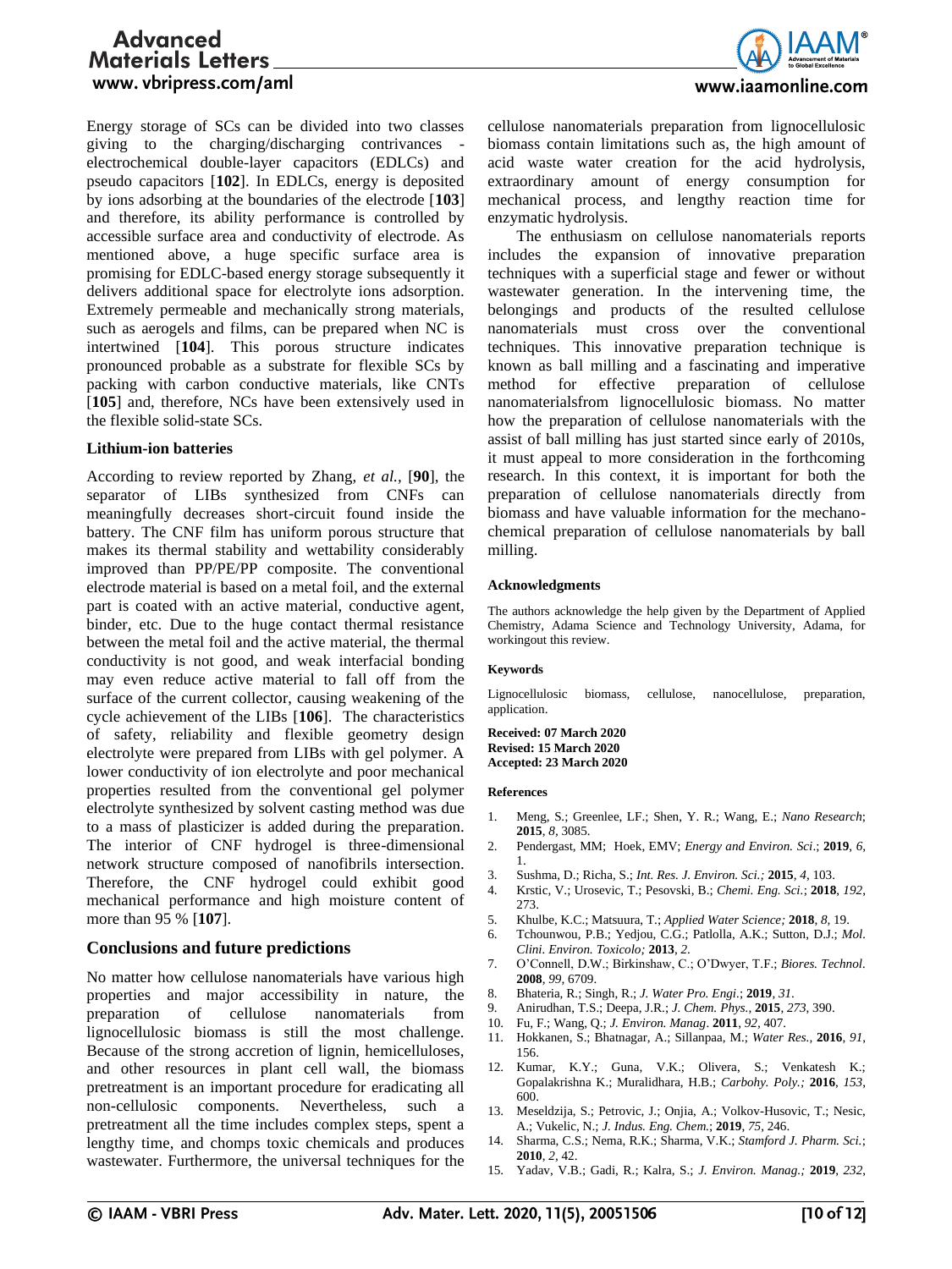Energy storage of SCs can be divided into two classes giving to the charging/discharging contrivances - electrochemical double-layer capacitors (EDLCs) and pseudo capacitors [**102**]. In EDLCs, energy is deposited by ions adsorbing at the boundaries of the electrode [**103**] and therefore, its ability performance is controlled by accessible surface area and conductivity of electrode. As mentioned above, a huge specific surface area is promising for EDLC-based energy storage subsequently it delivers additional space for electrolyte ions adsorption. Extremely permeable and mechanically strong materials, such as aerogels and films, can be prepared when NC is intertwined [**104**]. This porous structure indicates pronounced probable as a substrate for flexible SCs by packing with carbon conductive materials, like CNTs [**105**] and, therefore, NCs have been extensively used in the flexible solid-state SCs.

### Lithium-ion batteries

According to review reported by Zhang, *et al.,* [**90**], the separator of LIBs synthesized from CNFs can meaningfully decreases short-circuit found inside the battery. The CNF film has uniform porous structure that makes its thermal stability and wettability considerably improved than PP/PE/PP composite. The conventional electrode material is based on a metal foil, and the external part is coated with an active material, conductive agent, binder, etc. Due to the huge contact thermal resistance between the metal foil and the active material, the thermal conductivity is not good, and weak interfacial bonding may even reduce active material to fall off from the surface of the current collector, causing weakening of the cycle achievement of the LIBs [**106**]. The characteristics of safety, reliability and flexible geometry design electrolyte were prepared from LIBs with gel polymer. A lower conductivity of ion electrolyte and poor mechanical properties resulted from the conventional gel polymer electrolyte synthesized by solvent casting method was due to a mass of plasticizer is added during the preparation. The interior of CNF hydrogel is three-dimensional network structure composed of nanofibrils intersection. Therefore, the CNF hydrogel could exhibit good mechanical performance and high moisture content of more than 95 % [**107**].

## Conclusions and future predictions

No matter how cellulose nanomaterials have various high properties and major accessibility in nature, the preparation of cellulose nanomaterials from lignocellulosic biomass is still the most challenge. Because of the strong accretion of lignin, hemicelluloses, and other resources in plant cell wall, the biomass pretreatment is an important procedure for eradicating all non-cellulosic components. Nevertheless, such a pretreatment all the time includes complex steps, spent a lengthy time, and chomps toxic chemicals and produces wastewater. Furthermore, the universal techniques for the cellulose nanomaterials preparation from lignocellulosic biomass contain limitations such as, the high amount of acid waste water creation for the acid hydrolysis, extraordinary amount of energy consumption for mechanical process, and lengthy reaction time for enzymatic hydrolysis.

The enthusiasm on cellulose nanomaterials reports includes the expansion of innovative preparation techniques with a superficial stage and fewer or without wastewater generation. In the intervening time, the belongings and products of the resulted cellulose nanomaterials must cross over the conventional techniques. This innovative preparation technique is known as ball milling and a fascinating and imperative method for effective preparation of cellulose nanomaterialsfrom lignocellulosic biomass. No matter how the preparation of cellulose nanomaterials with the assist of ball milling has just started since early of 2010s, it must appeal to more consideration in the forthcoming research. In this context, it is important for both the preparation of cellulose nanomaterials directly from biomass and have valuable information for the mechano-chemical preparation of cellulose nanomaterials by ball milling.

#### Acknowledgments

The authors acknowledge the help given by the Department of Applied Chemistry, Adama Science and Technology University, Adama, for workingout this review.

#### Keywords

Lignocellulosic biomass, cellulose, nanocellulose, preparation, application.

**Received: 07 March 2020**
**Revised: 15 March 2020**
**Accepted: 23 March 2020**

#### References

1. Meng, S.; Greenlee, L.F.; Shen, Y. R.; Wang, E.; *Nano Research*; **2015**, *8*, 3085.
2. Pendergast, MM; Hoek, EMV; *Energy and Environ. Sci*.; **2019**, *6*, 1.
3. Sushma, D.; Richa, S.; *Int. Res. J. Environ. Sci.;* **2015**, *4*, 103.
4. Krstic, V.; Urosevic, T.; Pesovski, B.; *Chemi. Eng. Sci.*; **2018**, *192*, 273.
5. Khulbe, K.C.; Matsuura, T.; *Applied Water Science;* **2018**, *8*, 19.
6. Tchounwou, P.B.; Yedjou, C.G.; Patlolla, A.K.; Sutton, D.J.; *Mol. Clini. Environ. Toxicolo;* **2013**, *2*.
7. O'Connell, D.W.; Birkinshaw, C.; O'Dwyer, T.F.; *Biores. Technol.* **2008**, *99*, 6709.
8. Bhateria, R.; Singh, R.; *J. Water Pro. Engi.*; **2019**, *31*.
9. Anirudhan, T.S.; Deepa, J.R.; *J. Chem. Phys.*, **2015**, *273*, 390.
10. Fu, F.; Wang, Q.; *J. Environ. Manag*. **2011**, *92*, 407.
11. Hokkanen, S.; Bhatnagar, A.; Sillanpaa, M.; *Water Res.*, **2016**, *91*, 156.
12. Kumar, K.Y.; Guna, V.K.; Olivera, S.; Venkatesh K.; Gopalakrishna K.; Muralidhara, H.B.; *Carbohy. Poly.;* **2016**, *153*, 600.
13. Meseldzija, S.; Petrovic, J.; Onjia, A.; Volkov-Husovic, T.; Nesic, A.; Vukelic, N.; *J. Indus. Eng. Chem.*; **2019**, *75*, 246.
14. Sharma, C.S.; Nema, R.K.; Sharma, V.K.; *Stamford J. Pharm. Sci.*; **2010**, *2*, 42.
15. Yadav, V.B.; Gadi, R.; Kalra, S.; *J. Environ. Manag.;* **2019**, *232*,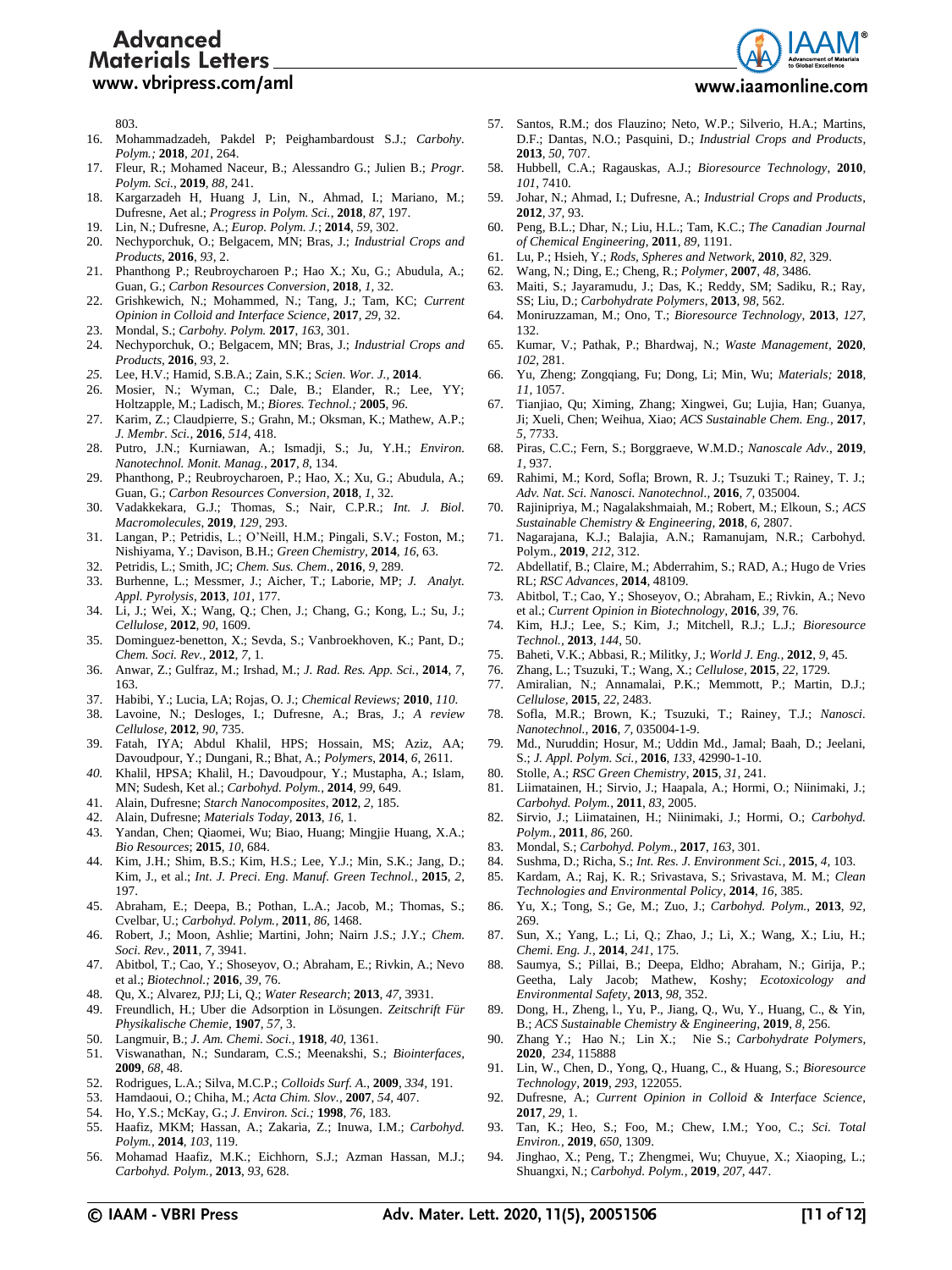803.

16. Mohammadzadeh, Pakdel P; Peighambardoust S.J.; *Carbohy. Polym.;* **2018**, *201*, 264.
17. Fleur, R.; Mohamed Naceur, B.; Alessandro G.; Julien B.; *Progr. Polym. Sci.*, **2019**, *88*, 241.
18. Kargarzadeh H, Huang J, Lin, N., Ahmad, I.; Mariano, M.; Dufresne, Aet al.; *Progress in Polym. Sci.*, **2018**, *87*, 197.
19. Lin, N.; Dufresne, A.; *Europ. Polym. J.*; **2014**, *59*, 302.
20. Nechyporchuk, O.; Belgacem, MN; Bras, J.; *Industrial Crops and Products*, **2016**, *93*, 2.
21. Phanthong P.; Reubroycharoen P.; Hao X.; Xu, G.; Abudula, A.; Guan, G.; *Carbon Resources Conversion*, **2018**, *1*, 32.
22. Grishkewich, N.; Mohammed, N.; Tang, J.; Tam, KC; *Current Opinion in Colloid and Interface Science*, **2017**, *29*, 32.
23. Mondal, S.; *Carbohy. Polym.* **2017**, *163*, 301.
24. Nechyporchuk, O.; Belgacem, MN; Bras, J.; *Industrial Crops and Products*, **2016**, *93*, 2.
25. Lee, H.V.; Hamid, S.B.A.; Zain, S.K.; *Scien. Wor. J.*, **2014**.
26. Mosier, N.; Wyman, C.; Dale, B.; Elander, R.; Lee, YY; Holtzapple, M.; Ladisch, M.; *Biores. Technol.;* **2005**, *96*.
27. Karim, Z.; Claudpierre, S.; Grahn, M.; Oksman, K.; Mathew, A.P.; *J. Membr. Sci.*, **2016**, *514*, 418.
28. Putro, J.N.; Kurniawan, A.; Ismadji, S.; Ju, Y.H.; *Environ. Nanotechnol. Monit. Manag.*, **2017**, *8*, 134.
29. Phanthong, P.; Reubroycharoen, P.; Hao, X.; Xu, G.; Abudula, A.; Guan, G.; *Carbon Resources Conversion*, **2018**, *1*, 32.
30. Vadakkekara, G.J.; Thomas, S.; Nair, C.P.R.; *Int. J. Biol. Macromolecules*, **2019**, *129*, 293.
31. Langan, P.; Petridis, L.; O'Neill, H.M.; Pingali, S.V.; Foston, M.; Nishiyama, Y.; Davison, B.H.; *Green Chemistry*, **2014**, *16*, 63.
32. Petridis, L.; Smith, JC; *Chem. Sus. Chem.*, **2016**, *9*, 289.
33. Burhenne, L.; Messmer, J.; Aicher, T.; Laborie, MP; *J. Analyt. Appl. Pyrolysis*, **2013**, *101*, 177.
34. Li, J.; Wei, X.; Wang, Q.; Chen, J.; Chang, G.; Kong, L.; Su, J.; *Cellulose*, **2012**, *90*, 1609.
35. Dominguez-benetton, X.; Sevda, S.; Vanbroekhoven, K.; Pant, D.; *Chem. Soci. Rev.*, **2012**, *7*, 1.
36. Anwar, Z.; Gulfraz, M.; Irshad, M.; *J. Rad. Res. App. Sci.*, **2014**, *7*, 163.
37. Habibi, Y.; Lucia, LA; Rojas, O. J.; *Chemical Reviews;* **2010**, *110*.
38. Lavoine, N.; Desloges, I.; Dufresne, A.; Bras, J.; *A review Cellulose*, **2012**, *90*, 735.
39. Fatah, IYA; Abdul Khalil, HPS; Hossain, MS; Aziz, AA; Davoudpour, Y.; Dungani, R.; Bhat, A.; *Polymers*, **2014**, *6*, 2611.
40. Khalil, HPSA; Khalil, H.; Davoudpour, Y.; Mustapha, A.; Islam, MN; Sudesh, Ket al.; *Carbohyd. Polym.*, **2014**, *99*, 649.
41. Alain, Dufresne; *Starch Nanocomposites*, **2012**, *2*, 185.
42. Alain, Dufresne; *Materials Today*, **2013**, *16*, 1.
43. Yandan, Chen; Qiaomei, Wu; Biao, Huang; Mingjie Huang, X.A.; *Bio Resources*; **2015**, *10*, 684.
44. Kim, J.H.; Shim, B.S.; Kim, H.S.; Lee, Y.J.; Min, S.K.; Jang, D.; Kim, J., et al.; *Int. J. Preci. Eng. Manuf. Green Technol.*, **2015**, *2*, 197.
45. Abraham, E.; Deepa, B.; Pothan, L.A.; Jacob, M.; Thomas, S.; Cvelbar, U.; *Carbohyd. Polym.*, **2011**, *86*, 1468.
46. Robert, J.; Moon, Ashlie; Martini, John; Nairn J.S.; J.Y.; *Chem. Soci. Rev.*, **2011**, *7*, 3941.
47. Abitbol, T.; Cao, Y.; Shoseyov, O.; Abraham, E.; Rivkin, A.; Nevo et al.; *Biotechnol.;* **2016**, *39*, 76.
48. Qu, X.; Alvarez, PJJ; Li, Q.; *Water Research*; **2013**, *47*, 3931.
49. Freundlich, H.; Uber die Adsorption in Lösungen. *Zeitschrift Für Physikalische Chemie*, **1907**, *57*, 3.
50. Langmuir, B.; *J. Am. Chemi. Soci.*, **1918**, *40*, 1361.
51. Viswanathan, N.; Sundaram, C.S.; Meenakshi, S.; *Biointerfaces*, **2009**, *68*, 48.
52. Rodrigues, L.A.; Silva, M.C.P.; *Colloids Surf. A.*, **2009**, *334*, 191.
53. Hamdaoui, O.; Chiha, M.; *Acta Chim. Slov.*, **2007**, *54*, 407.
54. Ho, Y.S.; McKay, G.; *J. Environ. Sci.;* **1998**, *76*, 183.
55. Haafiz, MKM; Hassan, A.; Zakaria, Z.; Inuwa, I.M.; *Carbohyd. Polym.*, **2014**, *103*, 119.
56. Mohamad Haafiz, M.K.; Eichhorn, S.J.; Azman Hassan, M.J.; *Carbohyd. Polym.*, **2013**, *93*, 628.
57. Santos, R.M.; dos Flauzino; Neto, W.P.; Silverio, H.A.; Martins, D.F.; Dantas, N.O.; Pasquini, D.; *Industrial Crops and Products*, **2013**, *50*, 707.
58. Hubbell, C.A.; Ragauskas, A.J.; *Bioresource Technology*, **2010**, *101*, 7410.
59. Johar, N.; Ahmad, I.; Dufresne, A.; *Industrial Crops and Products*, **2012**, *37*, 93.
60. Peng, B.L.; Dhar, N.; Liu, H.L.; Tam, K.C.; *The Canadian Journal of Chemical Engineering*, **2011**, *89*, 1191.
61. Lu, P.; Hsieh, Y.; *Rods, Spheres and Network*, **2010**, *82*, 329.
62. Wang, N.; Ding, E.; Cheng, R.; *Polymer*, **2007**, *48*, 3486.
63. Maiti, S.; Jayaramudu, J.; Das, K.; Reddy, SM; Sadiku, R.; Ray, SS; Liu, D.; *Carbohydrate Polymers*, **2013**, *98*, 562.
64. Moniruzzaman, M.; Ono, T.; *Bioresource Technology*, **2013**, *127*, 132.
65. Kumar, V.; Pathak, P.; Bhardwaj, N.; *Waste Management*, **2020**, *102*, 281.
66. Yu, Zheng; Zongqiang, Fu; Dong, Li; Min, Wu; *Materials;* **2018**, *11*, 1057.
67. Tianjiao, Qu; Ximing, Zhang; Xingwei, Gu; Lujia, Han; Guanya, Ji; Xueli, Chen; Weihua, Xiao; *ACS Sustainable Chem. Eng.*, **2017**, *5*, 7733.
68. Piras, C.C.; Fern, S.; Borggraeve, W.M.D.; *Nanoscale Adv.*, **2019**, *1*, 937.
69. Rahimi, M.; Kord, Sofla; Brown, R. J.; Tsuzuki T.; Rainey, T. J.; *Adv. Nat. Sci. Nanosci. Nanotechnol.*, **2016**, *7*, 035004.
70. Rajinipriya, M.; Nagalakshmaiah, M.; Robert, M.; Elkoun, S.; *ACS Sustainable Chemistry & Engineering*, **2018**, *6*, 2807.
71. Nagarajana, K.J.; Balajia, A.N.; Ramanujam, N.R.; Carbohyd. Polym., **2019**, *212*, 312.
72. Abdellatif, B.; Claire, M.; Abderrahim, S.; RAD, A.; Hugo de Vries RL; *RSC Advances*, **2014**, 48109.
73. Abitbol, T.; Cao, Y.; Shoseyov, O.; Abraham, E.; Rivkin, A.; Nevo et al.; *Current Opinion in Biotechnology*, **2016**, *39*, 76.
74. Kim, H.J.; Lee, S.; Kim, J.; Mitchell, R.J.; L.J.; *Bioresource Technol.*, **2013**, *144*, 50.
75. Baheti, V.K.; Abbasi, R.; Militky, J.; *World J. Eng.*, **2012**, *9*, 45.
76. Zhang, L.; Tsuzuki, T.; Wang, X.; *Cellulose*, **2015**, *22*, 1729.
77. Amiralian, N.; Annamalai, P.K.; Memmott, P.; Martin, D.J.; *Cellulose*, **2015**, *22*, 2483.
78. Sofla, M.R.; Brown, K.; Tsuzuki, T.; Rainey, T.J.; *Nanosci. Nanotechnol.*, **2016**, *7*, 035004-1-9.
79. Md., Nuruddin; Hosur, M.; Uddin Md., Jamal; Baah, D.; Jeelani, S.; *J. Appl. Polym. Sci.*, **2016**, *133*, 42990-1-10.
80. Stolle, A.; *RSC Green Chemistry*, **2015**, *31*, 241.
81. Liimatainen, H.; Sirvio, J.; Haapala, A.; Hormi, O.; Niinimaki, J.; *Carbohyd. Polym.*, **2011**, *83*, 2005.
82. Sirvio, J.; Liimatainen, H.; Niinimaki, J.; Hormi, O.; *Carbohyd. Polym.*, **2011**, *86*, 260.
83. Mondal, S.; *Carbohyd. Polym.*, **2017**, *163*, 301.
84. Sushma, D.; Richa, S.; *Int. Res. J. Environment Sci.*, **2015**, *4*, 103.
85. Kardam, A.; Raj, K. R.; Srivastava, S.; Srivastava, M. M.; *Clean Technologies and Environmental Policy*, **2014**, *16*, 385.
86. Yu, X.; Tong, S.; Ge, M.; Zuo, J.; *Carbohyd. Polym.*, **2013**, *92*, 269.
87. Sun, X.; Yang, L.; Li, Q.; Zhao, J.; Li, X.; Wang, X.; Liu, H.; *Chemi. Eng. J.*, **2014**, *241*, 175.
88. Saumya, S.; Pillai, B.; Deepa, Eldho; Abraham, N.; Girija, P.; Geetha, Laly Jacob; Mathew, Koshy; *Ecotoxicology and Environmental Safety*, **2013**, *98*, 352.
89. Dong, H., Zheng, l., Yu, P., Jiang, Q., Wu, Y., Huang, C., & Yin, B.; *ACS Sustainable Chemistry & Engineering*, **2019**, *8*, 256.
90. Zhang Y.; Hao N.; Lin X.; Nie S.; *Carbohydrate Polymers*, **2020**, *234*, 115888
91. Lin, W., Chen, D., Yong, Q., Huang, C., & Huang, S.; *Bioresource Technology*, **2019**, *293*, 122055.
92. Dufresne, A.; *Current Opinion in Colloid & Interface Science*, **2017**, *29*, 1.
93. Tan, K.; Heo, S.; Foo, M.; Chew, I.M.; Yoo, C.; *Sci. Total Environ.*, **2019**, *650*, 1309.
94. Jinghao, X.; Peng, T.; Zhengmei, Wu; Chuyue, X.; Xiaoping, L.; Shuangxi, N.; *Carbohyd. Polym.*, **2019**, *207*, 447.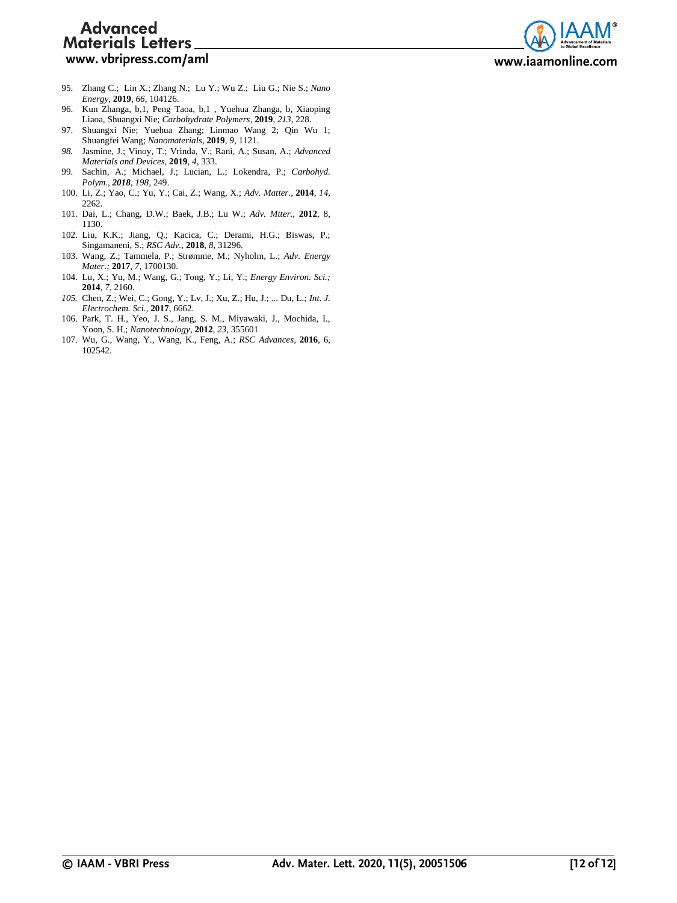95. Zhang C.; Lin X.; Zhang N.; Lu Y.; Wu Z.; Liu G.; Nie S.; *Nano Energy*, **2019**, *66*, 104126.
96. Kun Zhanga, b,1, Peng Taoa, b,1 , Yuehua Zhanga, b, Xiaoping Liaoa, Shuangxi Nie; *Carbohydrate Polymers*, **2019**, *213*, 228.
97. Shuangxi Nie; Yuehua Zhang; Linmao Wang 2; Qin Wu 1; Shuangfei Wang; *Nanomaterials*, **2019**, *9*, 1121.
98. Jasmine, J.; Vinoy, T.; Vrinda, V.; Rani, A.; Susan, A.; *Advanced Materials and Devices,* **2019**, *4*, 333.
99. Sachin, A.; Michael, J.; Lucian, L.; Lokendra, P.; *Carbohyd. Polym.*, ***2018***, *198*, 249.
100. Li, Z.; Yao, C.; Yu, Y.; Cai, Z.; Wang, X.; *Adv. Matter.,* **2014**, *14*, 2262.
101. Dai, L.; Chang, D.W.; Baek, J.B.; Lu W.; *Adv. Mtter.*, **2012**, 8, 1130.
102. Liu, K.K.; Jiang, Q.; Kacica, C.; Derami, H.G.; Biswas, P.; Singamaneni, S.; *RSC Adv.*, **2018**, *8*, 31296.
103. Wang, Z.; Tammela, P.; Strømme, M.; Nyholm, L.; *Adv. Energy Mater.;* **2017**, *7*, 1700130.
104. Lu, X.; Yu, M.; Wang, G.; Tong, Y.; Li, Y.; *Energy Environ. Sci.;* **2014**, *7*, 2160.
105. Chen, Z.; Wei, C.; Gong, Y.; Lv, J.; Xu, Z.; Hu, J.; ... Du, L.; *Int. J. Electrochem. Sci.,* **2017**, 6662.
106. Park, T. H., Yeo, J. S., Jang, S. M., Miyawaki, J., Mochida, I., Yoon, S. H.; *Nanotechnology*, **2012**, *23*, 355601
107. Wu, G., Wang, Y., Wang, K., Feng, A.; *RSC Advances*, **2016**, 6, 102542.